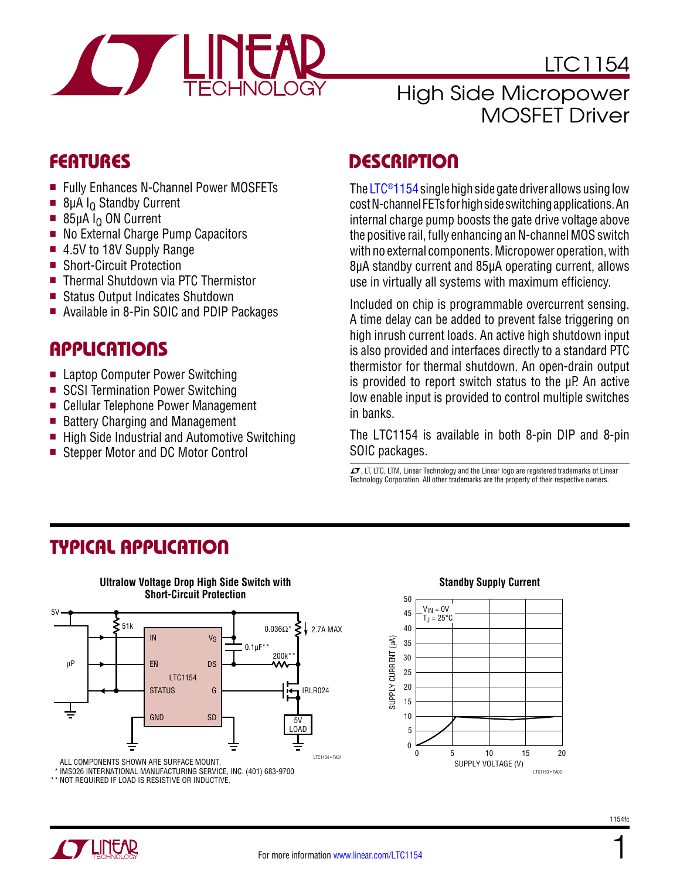# LTC1154

## High Side Micropower MOSFET Driver

## FEATURES

- Fully Enhances N-Channel Power MOSFETs
- 8μA $I_Q$ Standby Current
- 85μA $I_Q$ ON Current
- No External Charge Pump Capacitors
- 4.5V to 18V Supply Range
- Short-Circuit Protection
- Thermal Shutdown via PTC Thermistor
- Status Output Indicates Shutdown
- Available in 8-Pin SOIC and PDIP Packages

## APPLICATIONS

- Laptop Computer Power Switching
- SCSI Termination Power Switching
- Cellular Telephone Power Management
- Battery Charging and Management
- High Side Industrial and Automotive Switching
- Stepper Motor and DC Motor Control

## DESCRIPTION

The LTC®1154 single high side gate driver allows using low cost N-channel FETs for high side switching applications. An internal charge pump boosts the gate drive voltage above the positive rail, fully enhancing an N-channel MOS switch with no external components. Micropower operation, with 8μA standby current and 85μA operating current, allows use in virtually all systems with maximum efficiency.

Included on chip is programmable overcurrent sensing. A time delay can be added to prevent false triggering on high inrush current loads. An active high shutdown input is also provided and interfaces directly to a standard PTC thermistor for thermal shutdown. An open-drain output is provided to report switch status to the μP. An active low enable input is provided to control multiple switches in banks.

The LTC1154 is available in both 8-pin DIP and 8-pin SOIC packages.

, LT, LTC, LTM, Linear Technology and the Linear logo are registered trademarks of Linear Technology Corporation. All other trademarks are the property of their respective owners.

## TYPICAL APPLICATION

**Ultralow Voltage Drop High Side Switch with Short-Circuit Protection**

(Schematic: 5V supply, μP, 51k, LTC1154 with pins IN, EN, STATUS, GND, $V_S$, DS, G, SD; 0.1μF**, 0.036Ω*, 2.7A MAX, 200k**, IRLR024, 5V LOAD)

ALL COMPONENTS SHOWN ARE SURFACE MOUNT.
\* IMS026 INTERNATIONAL MANUFACTURING SERVICE, INC. (401) 683-9700
\*\* NOT REQUIRED IF LOAD IS RESISTIVE OR INDUCTIVE.

**Standby Supply Current**

(Graph: SUPPLY CURRENT (μA) vs SUPPLY VOLTAGE (V), $V_{IN}$ = 0V, $T_J$ = 25°C)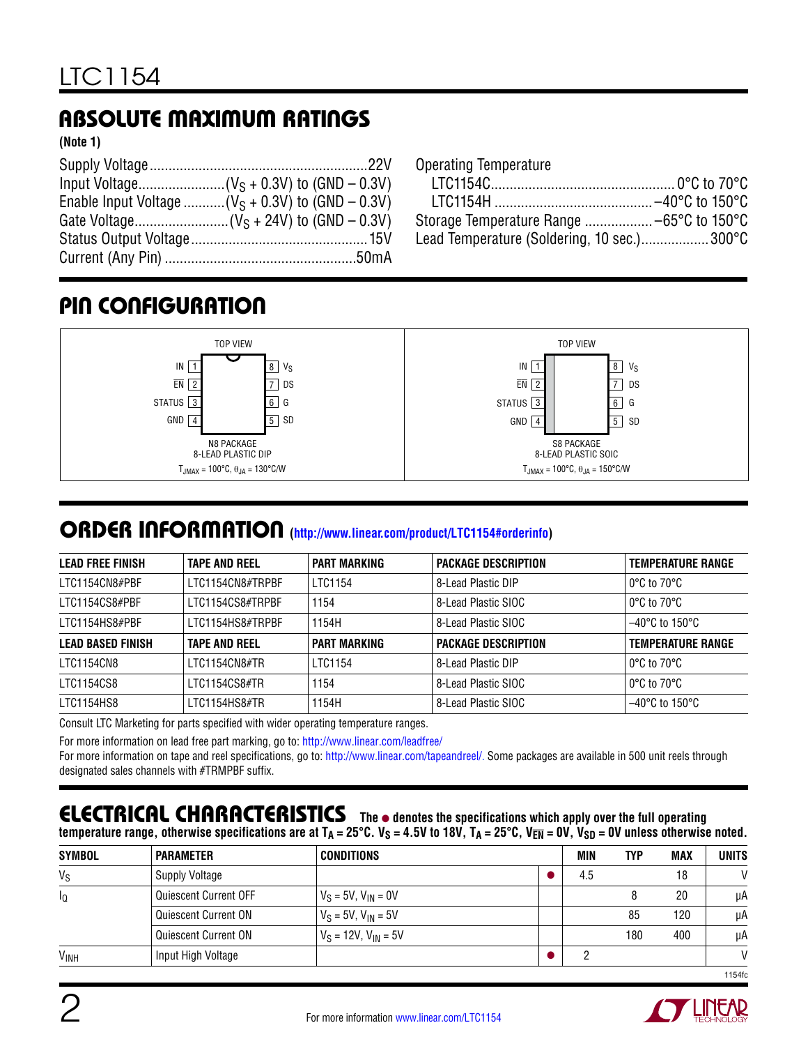## ABSOLUTE MAXIMUM RATINGS

**(Note 1)**

Supply Voltage ........................................................ 22V
Input Voltage ...................... ($V_S$ + 0.3V) to (GND – 0.3V)
Enable Input Voltage ........... ($V_S$ + 0.3V) to (GND – 0.3V)
Gate Voltage ........................ ($V_S$ + 24V) to (GND – 0.3V)
Status Output Voltage ............................................... 15V
Current (Any Pin) .................................................. 50mA

Operating Temperature
  LTC1154C ................................................ 0°C to 70°C
  LTC1154H ......................................... –40°C to 150°C
Storage Temperature Range ................. –65°C to 150°C
Lead Temperature (Soldering, 10 sec.) .................. 300°C

## PIN CONFIGURATION

| N8 Package (Top View) | | S8 Package (Top View) | |
|---|---|---|---|
| 1 IN | 8 $V_S$ | 1 IN | 8 $V_S$ |
| 2 $\overline{EN}$ | 7 DS | 2 $\overline{EN}$ | 7 DS |
| 3 STATUS | 6 G | 3 STATUS | 6 G |
| 4 GND | 5 SD | 4 GND | 5 SD |

N8 PACKAGE
8-LEAD PLASTIC DIP
$T_{JMAX}$ = 100°C, $\theta_{JA}$ = 130°C/W

S8 PACKAGE
8-LEAD PLASTIC SOIC
$T_{JMAX}$ = 100°C, $\theta_{JA}$ = 150°C/W

## ORDER INFORMATION (http://www.linear.com/product/LTC1154#orderinfo)

| LEAD FREE FINISH | TAPE AND REEL | PART MARKING | PACKAGE DESCRIPTION | TEMPERATURE RANGE |
|---|---|---|---|---|
| LTC1154CN8#PBF | LTC1154CN8#TRPBF | LTC1154 | 8-Lead Plastic DIP | 0°C to 70°C |
| LTC1154CS8#PBF | LTC1154CS8#TRPBF | 1154 | 8-Lead Plastic SIOC | 0°C to 70°C |
| LTC1154HS8#PBF | LTC1154HS8#TRPBF | 1154H | 8-Lead Plastic SIOC | –40°C to 150°C |
| **LEAD BASED FINISH** | **TAPE AND REEL** | **PART MARKING** | **PACKAGE DESCRIPTION** | **TEMPERATURE RANGE** |
| LTC1154CN8 | LTC1154CN8#TR | LTC1154 | 8-Lead Plastic DIP | 0°C to 70°C |
| LTC1154CS8 | LTC1154CS8#TR | 1154 | 8-Lead Plastic SIOC | 0°C to 70°C |
| LTC1154HS8 | LTC1154HS8#TR | 1154H | 8-Lead Plastic SIOC | –40°C to 150°C |

Consult LTC Marketing for parts specified with wider operating temperature ranges.

For more information on lead free part marking, go to: http://www.linear.com/leadfree/

For more information on tape and reel specifications, go to: http://www.linear.com/tapeandreel/. Some packages are available in 500 unit reels through designated sales channels with #TRMPBF suffix.

## ELECTRICAL CHARACTERISTICS

**The ● denotes the specifications which apply over the full operating temperature range, otherwise specifications are at $T_A$ = 25°C. $V_S$ = 4.5V to 18V, $T_A$ = 25°C, $V_{\overline{EN}}$ = 0V, $V_{SD}$ = 0V unless otherwise noted.**

| SYMBOL | PARAMETER | CONDITIONS | | MIN | TYP | MAX | UNITS |
|---|---|---|---|---|---|---|---|
| $V_S$ | Supply Voltage | | ● | 4.5 | | 18 | V |
| $I_Q$ | Quiescent Current OFF | $V_S$ = 5V, $V_{IN}$ = 0V | | | 8 | 20 | µA |
| | Quiescent Current ON | $V_S$ = 5V, $V_{IN}$ = 5V | | | 85 | 120 | µA |
| | Quiescent Current ON | $V_S$ = 12V, $V_{IN}$ = 5V | | | 180 | 400 | µA |
| $V_{INH}$ | Input High Voltage | | ● | 2 | | | V |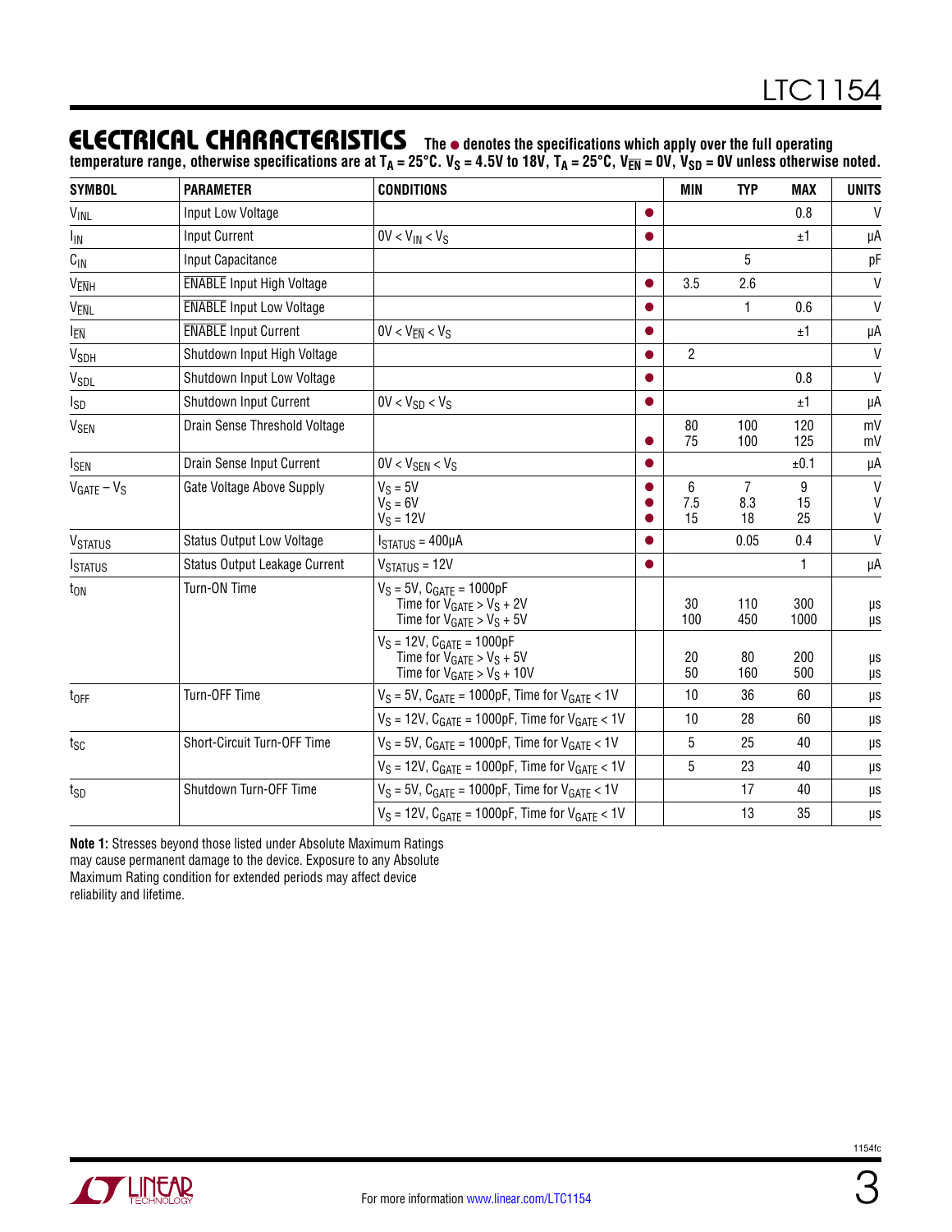## ELECTRICAL CHARACTERISTICS

The ● denotes the specifications which apply over the full operating temperature range, otherwise specifications are at $T_A = 25°C$. $V_S$ = 4.5V to 18V, $T_A = 25°C$, $V_{\overline{EN}}$ = 0V, $V_{SD}$ = 0V unless otherwise noted.

| SYMBOL | PARAMETER | CONDITIONS | | MIN | TYP | MAX | UNITS |
|---|---|---|---|---|---|---|---|
| $V_{INL}$ | Input Low Voltage | | ● | | | 0.8 | V |
| $I_{IN}$ | Input Current | $0V < V_{IN} < V_S$ | ● | | | ±1 | µA |
| $C_{IN}$ | Input Capacitance | | | | 5 | | pF |
| $V_{\overline{EN}H}$ | $\overline{\text{ENABLE}}$ Input High Voltage | | ● | 3.5 | 2.6 | | V |
| $V_{\overline{EN}L}$ | $\overline{\text{ENABLE}}$ Input Low Voltage | | ● | | 1 | 0.6 | V |
| $I_{\overline{EN}}$ | $\overline{\text{ENABLE}}$ Input Current | $0V < V_{\overline{EN}} < V_S$ | ● | | | ±1 | µA |
| $V_{SDH}$ | Shutdown Input High Voltage | | ● | 2 | | | V |
| $V_{SDL}$ | Shutdown Input Low Voltage | | ● | | | 0.8 | V |
| $I_{SD}$ | Shutdown Input Current | $0V < V_{SD} < V_S$ | ● | | | ±1 | µA |
| $V_{SEN}$ | Drain Sense Threshold Voltage | | <br>● | 80<br>75 | 100<br>100 | 120<br>125 | mV<br>mV |
| $I_{SEN}$ | Drain Sense Input Current | $0V < V_{SEN} < V_S$ | ● | | | ±0.1 | µA |
| $V_{GATE} – V_S$ | Gate Voltage Above Supply | $V_S$ = 5V<br>$V_S$ = 6V<br>$V_S$ = 12V | ●<br>●<br>● | 6<br>7.5<br>15 | 7<br>8.3<br>18 | 9<br>15<br>25 | V<br>V<br>V |
| $V_{STATUS}$ | Status Output Low Voltage | $I_{STATUS}$ = 400µA | ● | | 0.05 | 0.4 | V |
| $I_{STATUS}$ | Status Output Leakage Current | $V_{STATUS}$ = 12V | ● | | | 1 | µA |
| $t_{ON}$ | Turn-ON Time | $V_S$ = 5V, $C_{GATE}$ = 1000pF<br>Time for $V_{GATE} > V_S$ + 2V<br>Time for $V_{GATE} > V_S$ + 5V | | <br>30<br>100 | <br>110<br>450 | <br>300<br>1000 | <br>µs<br>µs |
| | | $V_S$ = 12V, $C_{GATE}$ = 1000pF<br>Time for $V_{GATE} > V_S$ + 5V<br>Time for $V_{GATE} > V_S$ + 10V | | <br>20<br>50 | <br>80<br>160 | <br>200<br>500 | <br>µs<br>µs |
| $t_{OFF}$ | Turn-OFF Time | $V_S$ = 5V, $C_{GATE}$ = 1000pF, Time for $V_{GATE}$ < 1V | | 10 | 36 | 60 | µs |
| | | $V_S$ = 12V, $C_{GATE}$ = 1000pF, Time for $V_{GATE}$ < 1V | | 10 | 28 | 60 | µs |
| $t_{SC}$ | Short-Circuit Turn-OFF Time | $V_S$ = 5V, $C_{GATE}$ = 1000pF, Time for $V_{GATE}$ < 1V | | 5 | 25 | 40 | µs |
| | | $V_S$ = 12V, $C_{GATE}$ = 1000pF, Time for $V_{GATE}$ < 1V | | 5 | 23 | 40 | µs |
| $t_{SD}$ | Shutdown Turn-OFF Time | $V_S$ = 5V, $C_{GATE}$ = 1000pF, Time for $V_{GATE}$ < 1V | | | 17 | 40 | µs |
| | | $V_S$ = 12V, $C_{GATE}$ = 1000pF, Time for $V_{GATE}$ < 1V | | | 13 | 35 | µs |

**Note 1:** Stresses beyond those listed under Absolute Maximum Ratings may cause permanent damage to the device. Exposure to any Absolute Maximum Rating condition for extended periods may affect device reliability and lifetime.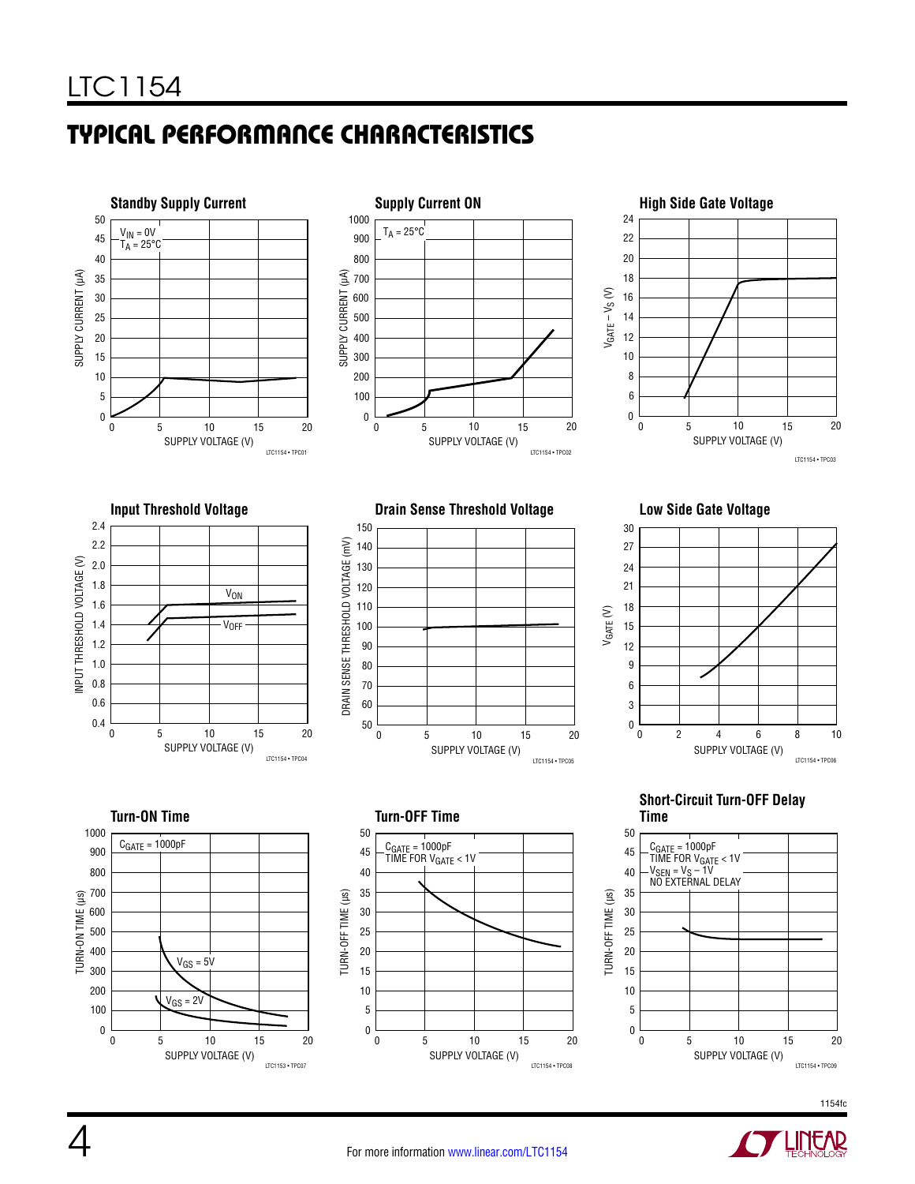## TYPICAL PERFORMANCE CHARACTERISTICS

**Standby Supply Current**

$V_{IN} = 0V$
$T_A = 25°C$

SUPPLY CURRENT (µA)

SUPPLY VOLTAGE (V)

LTC1154 • TPC01

**Supply Current ON**

$T_A = 25°C$

SUPPLY CURRENT (µA)

SUPPLY VOLTAGE (V)

LTC1154 • TPC02

**High Side Gate Voltage**

$V_{GATE} – V_S$ (V)

SUPPLY VOLTAGE (V)

LTC1154 • TPC03

**Input Threshold Voltage**

$V_{ON}$

$V_{OFF}$

INPUT THRESHOLD VOLTAGE (V)

SUPPLY VOLTAGE (V)

LTC1154 • TPC04

**Drain Sense Threshold Voltage**

DRAIN SENSE THRESHOLD VOLTAGE (mV)

SUPPLY VOLTAGE (V)

LTC1154 • TPC05

**Low Side Gate Voltage**

$V_{GATE}$ (V)

SUPPLY VOLTAGE (V)

LTC1154 • TPC06

**Turn-ON Time**

$C_{GATE} = 1000pF$

$V_{GS} = 5V$

$V_{GS} = 2V$

TURN-ON TIME (µs)

SUPPLY VOLTAGE (V)

LTC1153 • TPC07

**Turn-OFF Time**

$C_{GATE} = 1000pF$
TIME FOR $V_{GATE} < 1V$

TURN-OFF TIME (µs)

SUPPLY VOLTAGE (V)

LTC1154 • TPC08

**Short-Circuit Turn-OFF Delay Time**

$C_{GATE} = 1000pF$
TIME FOR $V_{GATE} < 1V$
$V_{SEN} = V_S – 1V$
NO EXTERNAL DELAY

TURN-OFF TIME (µs)

SUPPLY VOLTAGE (V)

LTC1154 • TPC09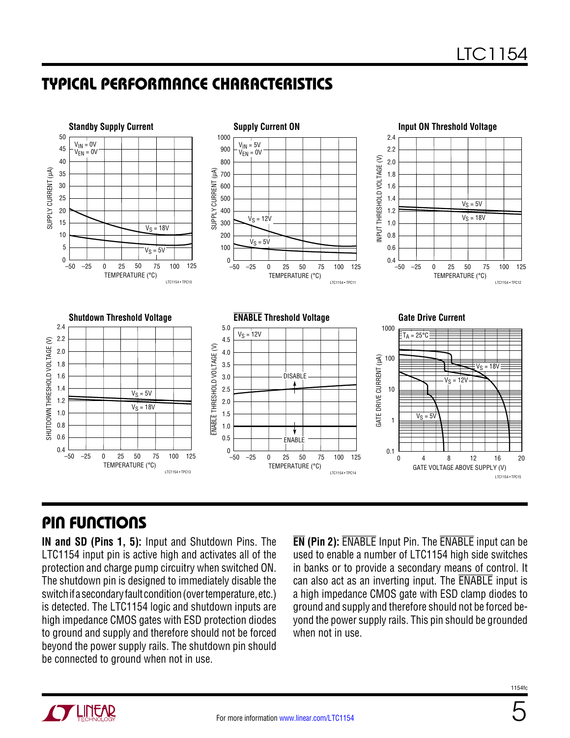## TYPICAL PERFORMANCE CHARACTERISTICS

**Standby Supply Current**

**Supply Current ON**

**Input ON Threshold Voltage**

**Shutdown Threshold Voltage**

**$\overline{\text{ENABLE}}$ Threshold Voltage**

**Gate Drive Current**

## PIN FUNCTIONS

**IN and SD (Pins 1, 5):** Input and Shutdown Pins. The LTC1154 input pin is active high and activates all of the protection and charge pump circuitry when switched ON. The shutdown pin is designed to immediately disable the switch if a secondary fault condition (over temperature, etc.) is detected. The LTC1154 logic and shutdown inputs are high impedance CMOS gates with ESD protection diodes to ground and supply and therefore should not be forced beyond the power supply rails. The shutdown pin should be connected to ground when not in use.

**$\overline{\text{EN}}$ (Pin 2):** $\overline{\text{ENABLE}}$ Input Pin. The $\overline{\text{ENABLE}}$ input can be used to enable a number of LTC1154 high side switches in banks or to provide a secondary means of control. It can also act as an inverting input. The $\overline{\text{ENABLE}}$ input is a high impedance CMOS gate with ESD clamp diodes to ground and supply and therefore should not be forced beyond the power supply rails. This pin should be grounded when not in use.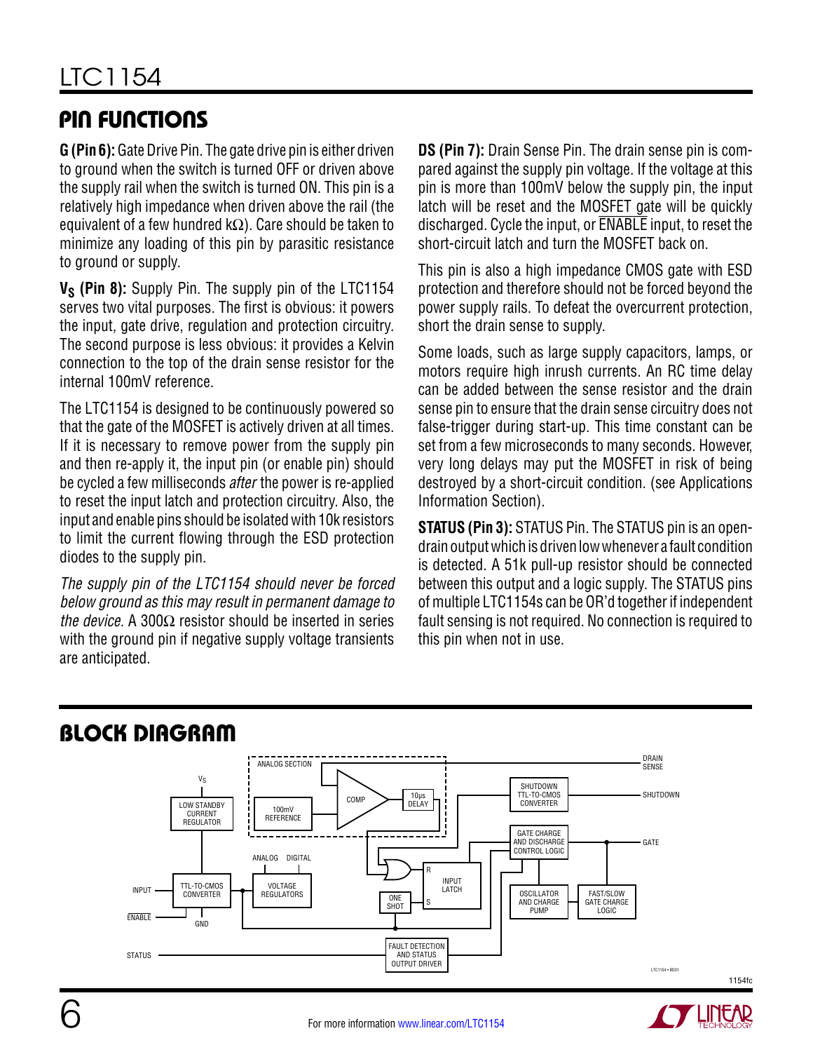## PIN FUNCTIONS

**G (Pin 6):** Gate Drive Pin. The gate drive pin is either driven to ground when the switch is turned OFF or driven above the supply rail when the switch is turned ON. This pin is a relatively high impedance when driven above the rail (the equivalent of a few hundred kΩ). Care should be taken to minimize any loading of this pin by parasitic resistance to ground or supply.

**$V_S$ (Pin 8):** Supply Pin. The supply pin of the LTC1154 serves two vital purposes. The first is obvious: it powers the input, gate drive, regulation and protection circuitry. The second purpose is less obvious: it provides a Kelvin connection to the top of the drain sense resistor for the internal 100mV reference.

The LTC1154 is designed to be continuously powered so that the gate of the MOSFET is actively driven at all times. If it is necessary to remove power from the supply pin and then re-apply it, the input pin (or enable pin) should be cycled a few milliseconds *after* the power is re-applied to reset the input latch and protection circuitry. Also, the input and enable pins should be isolated with 10k resistors to limit the current flowing through the ESD protection diodes to the supply pin.

*The supply pin of the LTC1154 should never be forced below ground as this may result in permanent damage to the device.* A 300Ω resistor should be inserted in series with the ground pin if negative supply voltage transients are anticipated.

**DS (Pin 7):** Drain Sense Pin. The drain sense pin is compared against the supply pin voltage. If the voltage at this pin is more than 100mV below the supply pin, the input latch will be reset and the MOSFET gate will be quickly discharged. Cycle the input, or $\overline{\text{ENABLE}}$ input, to reset the short-circuit latch and turn the MOSFET back on.

This pin is also a high impedance CMOS gate with ESD protection and therefore should not be forced beyond the power supply rails. To defeat the overcurrent protection, short the drain sense to supply.

Some loads, such as large supply capacitors, lamps, or motors require high inrush currents. An RC time delay can be added between the sense resistor and the drain sense pin to ensure that the drain sense circuitry does not false-trigger during start-up. This time constant can be set from a few microseconds to many seconds. However, very long delays may put the MOSFET in risk of being destroyed by a short-circuit condition. (see Applications Information Section).

**STATUS (Pin 3):** STATUS Pin. The STATUS pin is an open-drain output which is driven low whenever a fault condition is detected. A 51k pull-up resistor should be connected between this output and a logic supply. The STATUS pins of multiple LTC1154s can be OR'd together if independent fault sensing is not required. No connection is required to this pin when not in use.

## BLOCK DIAGRAM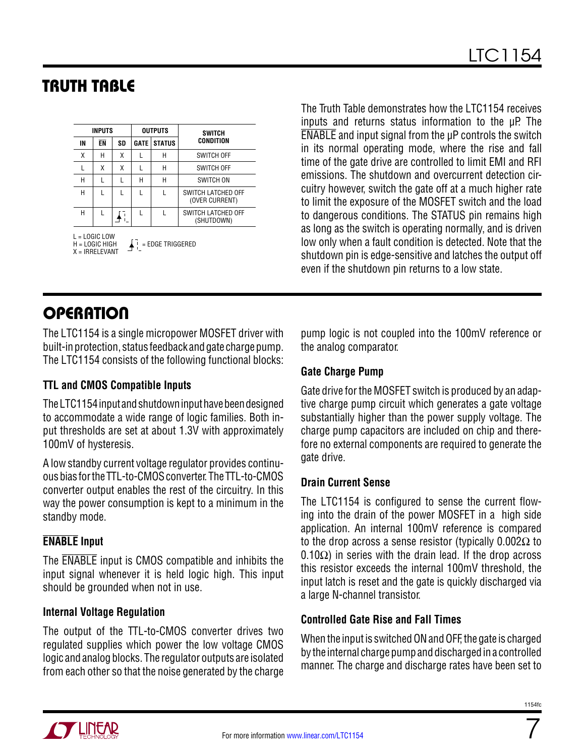## TRUTH TABLE

| INPUTS | | | OUTPUTS | | SWITCH CONDITION |
|---|---|---|---|---|---|
| IN | $\overline{EN}$ | SD | GATE | STATUS | |
| X | H | X | L | H | SWITCH OFF |
| L | X | X | L | H | SWITCH OFF |
| H | L | L | H | H | SWITCH ON |
| H | L | L | L | L | SWITCH LATCHED OFF (OVER CURRENT) |
| H | L | ↑ | L | L | SWITCH LATCHED OFF (SHUTDOWN) |

L = LOGIC LOW
H = LOGIC HIGH
X = IRRELEVANT
↑ = EDGE TRIGGERED

The Truth Table demonstrates how the LTC1154 receives inputs and returns status information to the µP. The $\overline{\text{ENABLE}}$ and input signal from the µP controls the switch in its normal operating mode, where the rise and fall time of the gate drive are controlled to limit EMI and RFI emissions. The shutdown and overcurrent detection circuitry however, switch the gate off at a much higher rate to limit the exposure of the MOSFET switch and the load to dangerous conditions. The STATUS pin remains high as long as the switch is operating normally, and is driven low only when a fault condition is detected. Note that the shutdown pin is edge-sensitive and latches the output off even if the shutdown pin returns to a low state.

## OPERATION

The LTC1154 is a single micropower MOSFET driver with built-in protection, status feedback and gate charge pump. The LTC1154 consists of the following functional blocks:

### TTL and CMOS Compatible Inputs

The LTC1154 input and shutdown input have been designed to accommodate a wide range of logic families. Both input thresholds are set at about 1.3V with approximately 100mV of hysteresis.

A low standby current voltage regulator provides continuous bias for the TTL-to-CMOS converter. The TTL-to-CMOS converter output enables the rest of the circuitry. In this way the power consumption is kept to a minimum in the standby mode.

### $\overline{\text{ENABLE}}$ Input

The $\overline{\text{ENABLE}}$ input is CMOS compatible and inhibits the input signal whenever it is held logic high. This input should be grounded when not in use.

### Internal Voltage Regulation

The output of the TTL-to-CMOS converter drives two regulated supplies which power the low voltage CMOS logic and analog blocks. The regulator outputs are isolated from each other so that the noise generated by the charge pump logic is not coupled into the 100mV reference or the analog comparator.

### Gate Charge Pump

Gate drive for the MOSFET switch is produced by an adaptive charge pump circuit which generates a gate voltage substantially higher than the power supply voltage. The charge pump capacitors are included on chip and therefore no external components are required to generate the gate drive.

### Drain Current Sense

The LTC1154 is configured to sense the current flowing into the drain of the power MOSFET in a high side application. An internal 100mV reference is compared to the drop across a sense resistor (typically 0.002Ω to 0.10Ω) in series with the drain lead. If the drop across this resistor exceeds the internal 100mV threshold, the input latch is reset and the gate is quickly discharged via a large N-channel transistor.

### Controlled Gate Rise and Fall Times

When the input is switched ON and OFF, the gate is charged by the internal charge pump and discharged in a controlled manner. The charge and discharge rates have been set to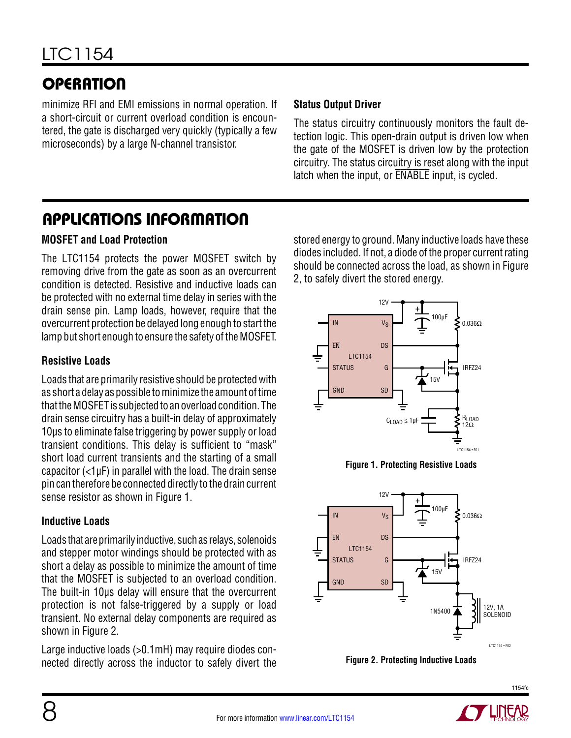## OPERATION

minimize RFI and EMI emissions in normal operation. If a short-circuit or current overload condition is encountered, the gate is discharged very quickly (typically a few microseconds) by a large N-channel transistor.

### Status Output Driver

The status circuitry continuously monitors the fault detection logic. This open-drain output is driven low when the gate of the MOSFET is driven low by the protection circuitry. The status circuitry is reset along with the input latch when the input, or $\overline{\text{ENABLE}}$ input, is cycled.

## APPLICATIONS INFORMATION

### MOSFET and Load Protection

The LTC1154 protects the power MOSFET switch by removing drive from the gate as soon as an overcurrent condition is detected. Resistive and inductive loads can be protected with no external time delay in series with the drain sense pin. Lamp loads, however, require that the overcurrent protection be delayed long enough to start the lamp but short enough to ensure the safety of the MOSFET.

### Resistive Loads

Loads that are primarily resistive should be protected with as short a delay as possible to minimize the amount of time that the MOSFET is subjected to an overload condition. The drain sense circuitry has a built-in delay of approximately 10µs to eliminate false triggering by power supply or load transient conditions. This delay is sufficient to "mask" short load current transients and the starting of a small capacitor (<1µF) in parallel with the load. The drain sense pin can therefore be connected directly to the drain current sense resistor as shown in Figure 1.

### Inductive Loads

Loads that are primarily inductive, such as relays, solenoids and stepper motor windings should be protected with as short a delay as possible to minimize the amount of time that the MOSFET is subjected to an overload condition. The built-in 10µs delay will ensure that the overcurrent protection is not false-triggered by a supply or load transient. No external delay components are required as shown in Figure 2.

Large inductive loads (>0.1mH) may require diodes connected directly across the inductor to safely divert the stored energy to ground. Many inductive loads have these diodes included. If not, a diode of the proper current rating should be connected across the load, as shown in Figure 2, to safely divert the stored energy.

**Figure 1. Protecting Resistive Loads**

**Figure 2. Protecting Inductive Loads**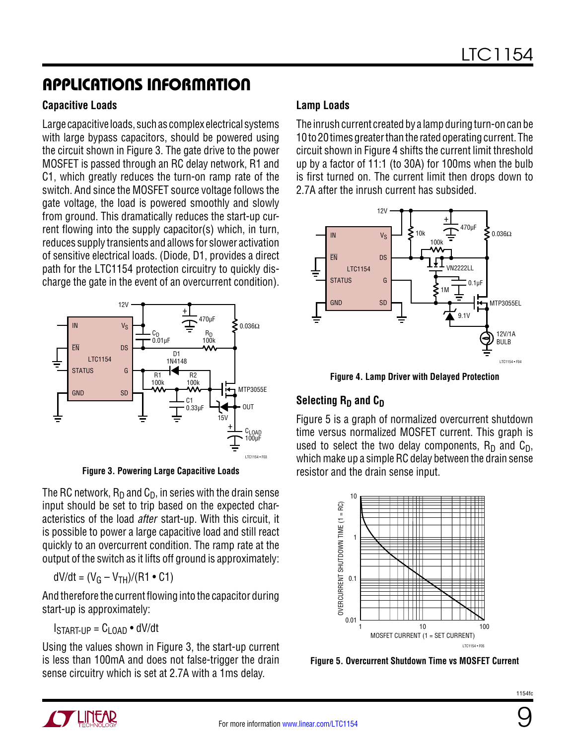## APPLICATIONS INFORMATION

### Capacitive Loads

Large capacitive loads, such as complex electrical systems with large bypass capacitors, should be powered using the circuit shown in Figure 3. The gate drive to the power MOSFET is passed through an RC delay network, R1 and C1, which greatly reduces the turn-on ramp rate of the switch. And since the MOSFET source voltage follows the gate voltage, the load is powered smoothly and slowly from ground. This dramatically reduces the start-up current flowing into the supply capacitor(s) which, in turn, reduces supply transients and allows for slower activation of sensitive electrical loads. (Diode, D1, provides a direct path for the LTC1154 protection circuitry to quickly discharge the gate in the event of an overcurrent condition).

Figure 3. Powering Large Capacitive Loads

The RC network, $R_D$ and $C_D$, in series with the drain sense input should be set to trip based on the expected characteristics of the load *after* start-up. With this circuit, it is possible to power a large capacitive load and still react quickly to an overcurrent condition. The ramp rate at the output of the switch as it lifts off ground is approximately:

$$dV/dt = (V_G - V_{TH})/(R1 \cdot C1)$$

And therefore the current flowing into the capacitor during start-up is approximately:

$$I_{START\text{-}UP} = C_{LOAD} \cdot dV/dt$$

Using the values shown in Figure 3, the start-up current is less than 100mA and does not false-trigger the drain sense circuitry which is set at 2.7A with a 1ms delay.

### Lamp Loads

The inrush current created by a lamp during turn-on can be 10 to 20 times greater than the rated operating current. The circuit shown in Figure 4 shifts the current limit threshold up by a factor of 11:1 (to 30A) for 100ms when the bulb is first turned on. The current limit then drops down to 2.7A after the inrush current has subsided.

Figure 4. Lamp Driver with Delayed Protection

### Selecting $R_D$ and $C_D$

Figure 5 is a graph of normalized overcurrent shutdown time versus normalized MOSFET current. This graph is used to select the two delay components, $R_D$ and $C_D$, which make up a simple RC delay between the drain sense resistor and the drain sense input.

Figure 5. Overcurrent Shutdown Time vs MOSFET Current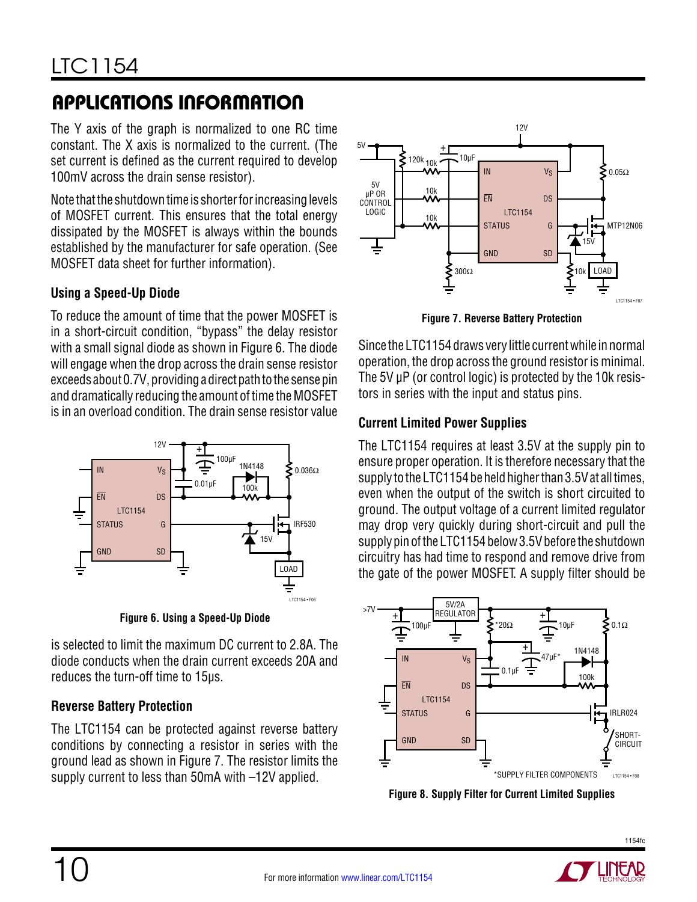## APPLICATIONS INFORMATION

The Y axis of the graph is normalized to one RC time constant. The X axis is normalized to the current. (The set current is defined as the current required to develop 100mV across the drain sense resistor).

Note that the shutdown time is shorter for increasing levels of MOSFET current. This ensures that the total energy dissipated by the MOSFET is always within the bounds established by the manufacturer for safe operation. (See MOSFET data sheet for further information).

### Using a Speed-Up Diode

To reduce the amount of time that the power MOSFET is in a short-circuit condition, "bypass" the delay resistor with a small signal diode as shown in Figure 6. The diode will engage when the drop across the drain sense resistor exceeds about 0.7V, providing a direct path to the sense pin and dramatically reducing the amount of time the MOSFET is in an overload condition. The drain sense resistor value is selected to limit the maximum DC current to 2.8A. The diode conducts when the drain current exceeds 20A and reduces the turn-off time to 15μs.

**Figure 6. Using a Speed-Up Diode**

### Reverse Battery Protection

The LTC1154 can be protected against reverse battery conditions by connecting a resistor in series with the ground lead as shown in Figure 7. The resistor limits the supply current to less than 50mA with –12V applied.

**Figure 7. Reverse Battery Protection**

Since the LTC1154 draws very little current while in normal operation, the drop across the ground resistor is minimal. The 5V μP (or control logic) is protected by the 10k resistors in series with the input and status pins.

### Current Limited Power Supplies

The LTC1154 requires at least 3.5V at the supply pin to ensure proper operation. It is therefore necessary that the supply to the LTC1154 be held higher than 3.5V at all times, even when the output of the switch is short circuited to ground. The output voltage of a current limited regulator may drop very quickly during short-circuit and pull the supply pin of the LTC1154 below 3.5V before the shutdown circuitry has had time to respond and remove drive from the gate of the power MOSFET. A supply filter should be

**Figure 8. Supply Filter for Current Limited Supplies**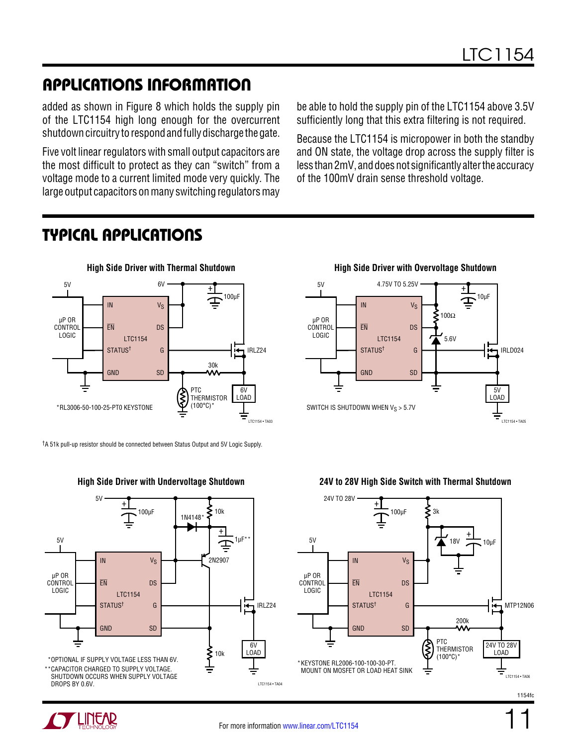## APPLICATIONS INFORMATION

added as shown in Figure 8 which holds the supply pin of the LTC1154 high long enough for the overcurrent shutdown circuitry to respond and fully discharge the gate.

Five volt linear regulators with small output capacitors are the most difficult to protect as they can "switch" from a voltage mode to a current limited mode very quickly. The large output capacitors on many switching regulators may be able to hold the supply pin of the LTC1154 above 3.5V sufficiently long that this extra filtering is not required.

Because the LTC1154 is micropower in both the standby and ON state, the voltage drop across the supply filter is less than 2mV, and does not significantly alter the accuracy of the 100mV drain sense threshold voltage.

## TYPICAL APPLICATIONS

**High Side Driver with Thermal Shutdown**

*RL3006-50-100-25-PT0 KEYSTONE

**High Side Driver with Overvoltage Shutdown**

SWITCH IS SHUTDOWN WHEN $V_S$ > 5.7V

†A 51k pull-up resistor should be connected between Status Output and 5V Logic Supply.

**High Side Driver with Undervoltage Shutdown**

*OPTIONAL IF SUPPLY VOLTAGE LESS THAN 6V.
**CAPACITOR CHARGED TO SUPPLY VOLTAGE. SHUTDOWN OCCURS WHEN SUPPLY VOLTAGE DROPS BY 0.6V.

**24V to 28V High Side Switch with Thermal Shutdown**

*KEYSTONE RL2006-100-100-30-PT. MOUNT ON MOSFET OR LOAD HEAT SINK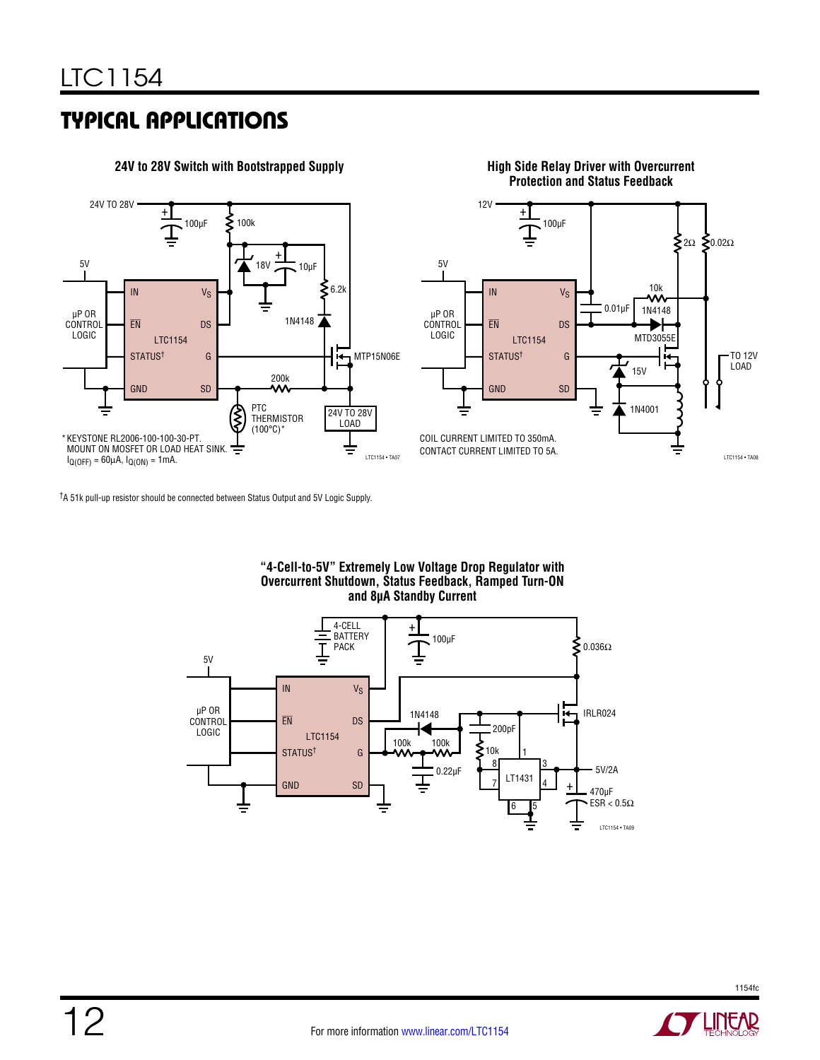## TYPICAL APPLICATIONS

**24V to 28V Switch with Bootstrapped Supply**

24V TO 28V

100µF

100k

5V

18V

10µF

6.2k

µP OR CONTROL LOGIC

IN

$V_S$

EN

DS

LTC1154

1N4148

STATUS†

G

MTP15N06E

GND

SD

200k

PTC THERMISTOR (100°C)*

24V TO 28V LOAD

* KEYSTONE RL2006-100-100-30-PT. MOUNT ON MOSFET OR LOAD HEAT SINK. $I_{Q(OFF)}$ = 60µA, $I_{Q(ON)}$ = 1mA.

LTC1154 • TA07

**High Side Relay Driver with Overcurrent Protection and Status Feedback**

12V

100µF

2Ω

0.02Ω

5V

10k

0.01µF

1N4148

µP OR CONTROL LOGIC

IN

$V_S$

EN

DS

LTC1154

MTD3055E

STATUS†

G

TO 12V LOAD

15V

GND

SD

1N4001

COIL CURRENT LIMITED TO 350mA.
CONTACT CURRENT LIMITED TO 5A.

LTC1154 • TA08

†A 51k pull-up resistor should be connected between Status Output and 5V Logic Supply.

**"4-Cell-to-5V" Extremely Low Voltage Drop Regulator with Overcurrent Shutdown, Status Feedback, Ramped Turn-ON and 8µA Standby Current**

4-CELL BATTERY PACK

100µF

0.036Ω

5V

IN

$V_S$

µP OR CONTROL LOGIC

EN

DS

1N4148

IRLR024

200pF

LTC1154

100k

100k

10k

STATUS†

G

0.22µF

LT1431

5V/2A

GND

SD

470µF ESR < 0.5Ω

LTC1154 • TA09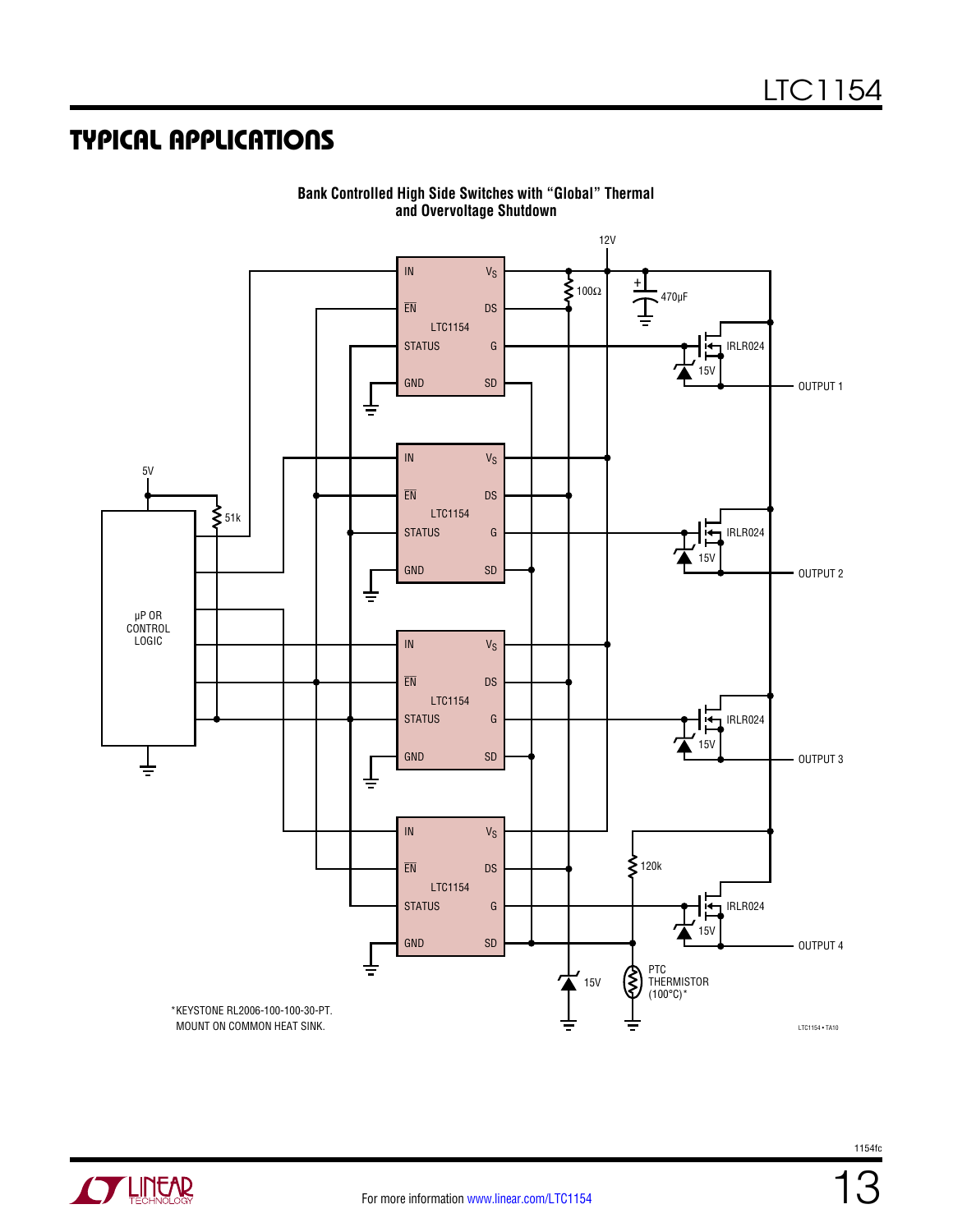## TYPICAL APPLICATIONS

**Bank Controlled High Side Switches with "Global" Thermal and Overvoltage Shutdown**

*KEYSTONE RL2006-100-100-30-PT.
MOUNT ON COMMON HEAT SINK.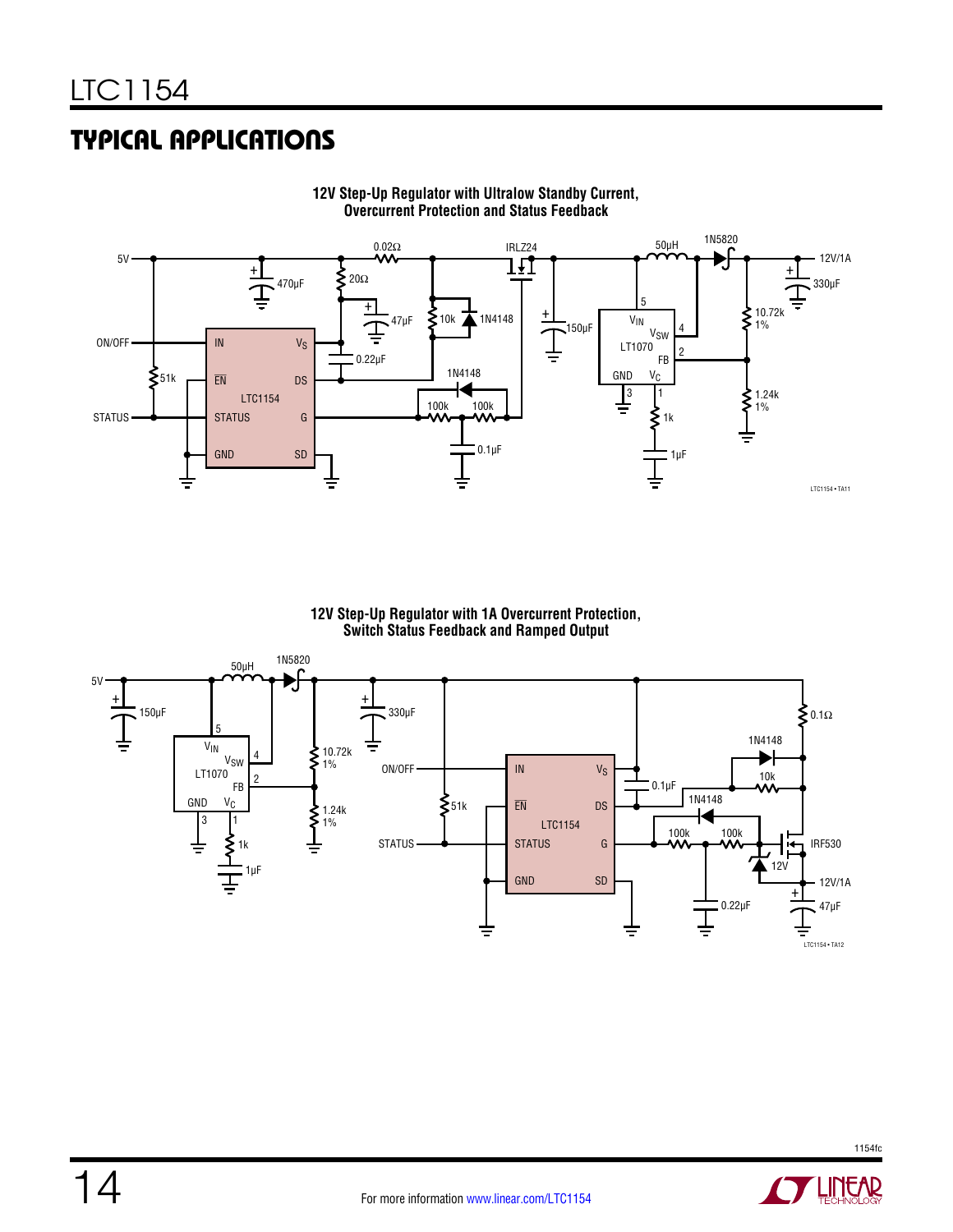## TYPICAL APPLICATIONS

**12V Step-Up Regulator with Ultralow Standby Current, Overcurrent Protection and Status Feedback**

5V, 470µF, 20Ω, 0.02Ω, 47µF, 0.22µF, 10k, 1N4148, IRLZ24, 150µF, 50µH, 1N5820, 12V/1A, 330µF, ON/OFF, IN, $V_S$, 51k, $\overline{EN}$, DS, LTC1154, STATUS, G, GND, SD, 1N4148, 100k, 100k, 0.1µF, $V_{IN}$, $V_{SW}$, LT1070, FB, GND, $V_C$, 5, 4, 2, 3, 1, 1k, 1µF, 10.72k 1%, 1.24k 1%

LTC1154 • TA11

**12V Step-Up Regulator with 1A Overcurrent Protection, Switch Status Feedback and Ramped Output**

5V, 150µF, 50µH, 1N5820, 330µF, $V_{IN}$, $V_{SW}$, LT1070, FB, GND, $V_C$, 5, 4, 2, 3, 1, 1k, 1µF, 10.72k 1%, 1.24k 1%, ON/OFF, IN, $V_S$, 51k, $\overline{EN}$, DS, LTC1154, STATUS, G, GND, SD, 0.1µF, 0.1Ω, 1N4148, 10k, 1N4148, 100k, 100k, IRF530, 12V, 12V/1A, 0.22µF, 47µF

LTC1154 • TA12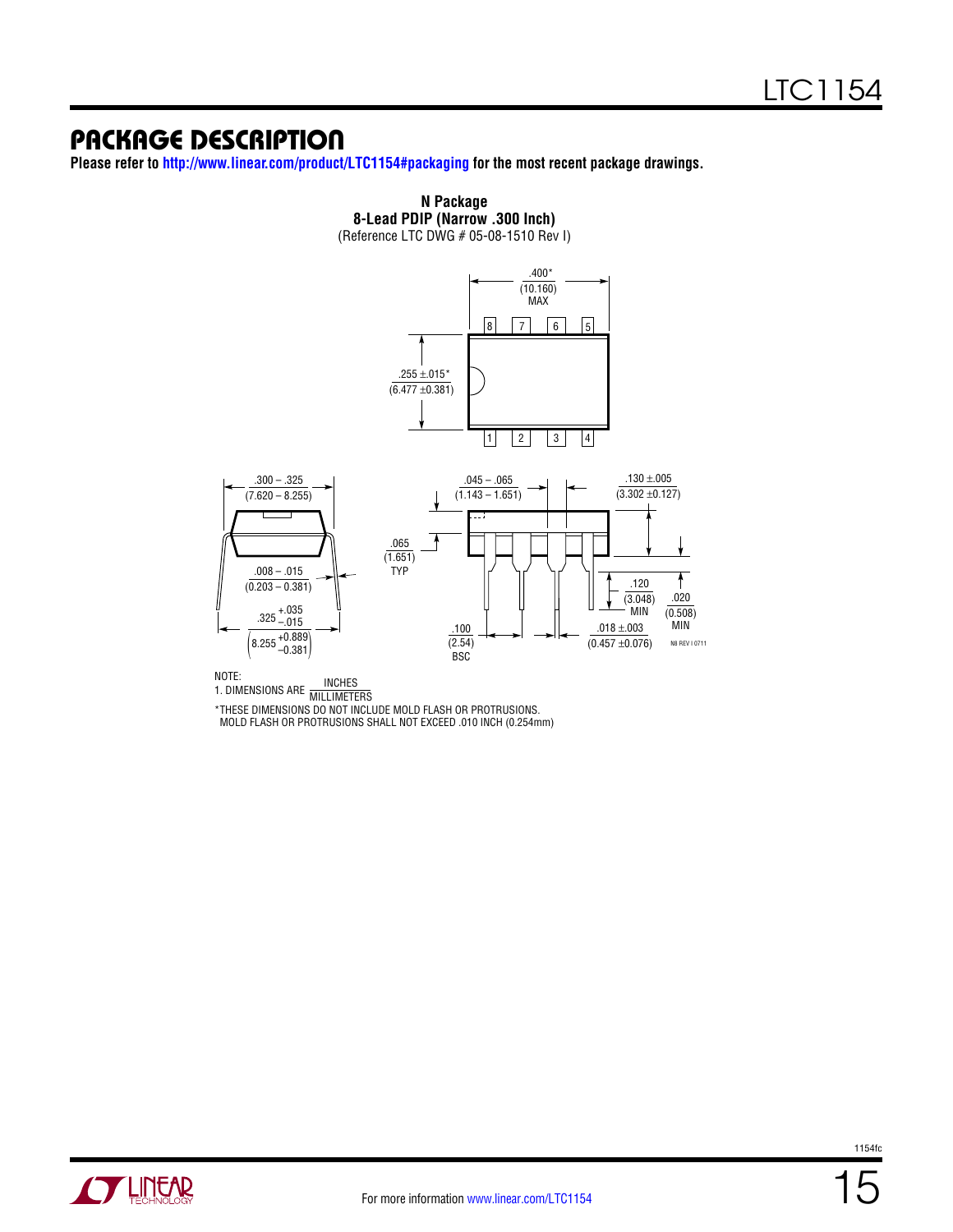## PACKAGE DESCRIPTION

**Please refer to http://www.linear.com/product/LTC1154#packaging for the most recent package drawings.**

**N Package**
**8-Lead PDIP (Narrow .300 Inch)**
(Reference LTC DWG # 05-08-1510 Rev I)

.400* (10.160) MAX

.255 ± .015* (6.477 ± 0.381)

.300 – .325 (7.620 – 8.255)

.045 – .065 (1.143 – 1.651)

.130 ± .005 (3.302 ± 0.127)

.065 (1.651) TYP

.008 – .015 (0.203 – 0.381)

.120 (3.048) MIN

.020 (0.508) MIN

.325 +.035/–.015 (8.255 +0.889/–0.381)

.100 (2.54) BSC

.018 ± .003 (0.457 ± 0.076)

N8 REV I 0711

NOTE:
1. DIMENSIONS ARE INCHES/MILLIMETERS

*THESE DIMENSIONS DO NOT INCLUDE MOLD FLASH OR PROTRUSIONS. MOLD FLASH OR PROTRUSIONS SHALL NOT EXCEED .010 INCH (0.254mm)

For more information www.linear.com/LTC1154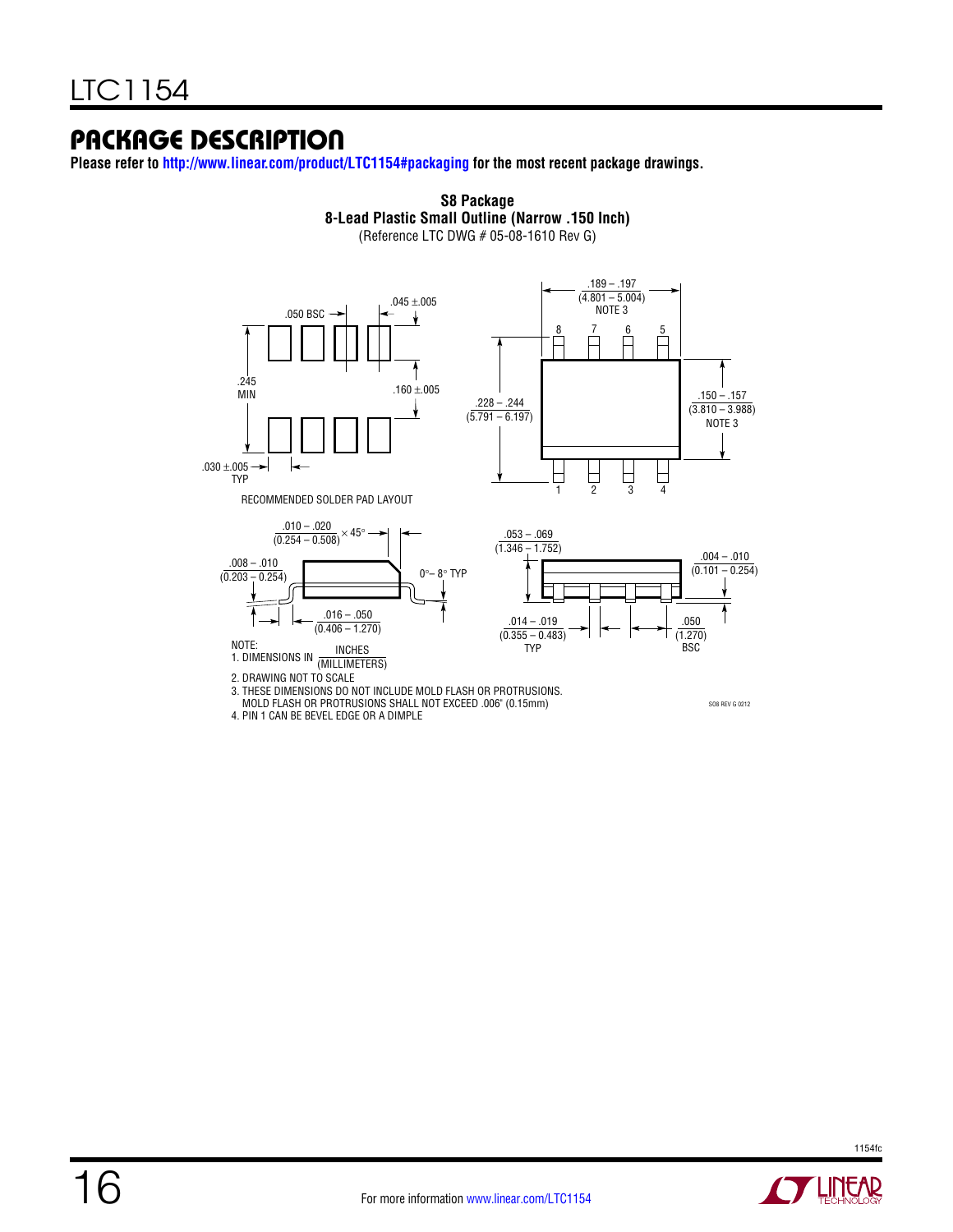## PACKAGE DESCRIPTION

**Please refer to http://www.linear.com/product/LTC1154#packaging for the most recent package drawings.**

**S8 Package**
**8-Lead Plastic Small Outline (Narrow .150 Inch)**
(Reference LTC DWG # 05-08-1610 Rev G)

.050 BSC

.045 ±.005

.245 MIN

.160 ±.005

.030 ±.005 TYP

RECOMMENDED SOLDER PAD LAYOUT

.189 – .197 (4.801 – 5.004) NOTE 3

.228 – .244 (5.791 – 6.197)

.150 – .157 (3.810 – 3.988) NOTE 3

.010 – .020 (0.254 – 0.508) × 45°

.008 – .010 (0.203 – 0.254)

0°– 8° TYP

.016 – .050 (0.406 – 1.270)

.053 – .069 (1.346 – 1.752)

.004 – .010 (0.101 – 0.254)

.014 – .019 (0.355 – 0.483) TYP

.050 (1.270) BSC

NOTE:
1. DIMENSIONS IN INCHES (MILLIMETERS)
2. DRAWING NOT TO SCALE
3. THESE DIMENSIONS DO NOT INCLUDE MOLD FLASH OR PROTRUSIONS. MOLD FLASH OR PROTRUSIONS SHALL NOT EXCEED .006" (0.15mm)
4. PIN 1 CAN BE BEVEL EDGE OR A DIMPLE

SO8 REV G 0212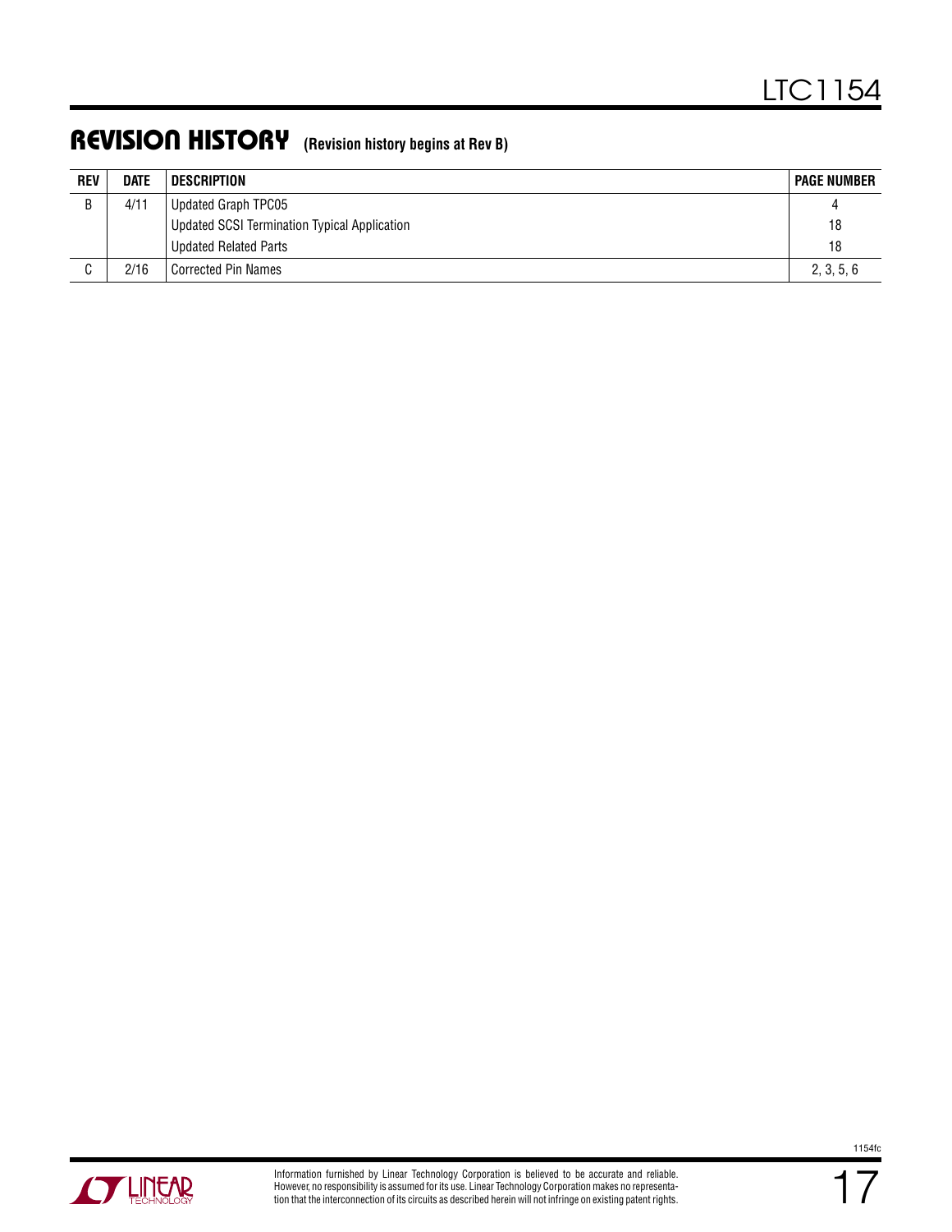## REVISION HISTORY (Revision history begins at Rev B)

| REV | DATE | DESCRIPTION | PAGE NUMBER |
|---|---|---|---|
| B | 4/11 | Updated Graph TPC05 | 4 |
| | | Updated SCSI Termination Typical Application | 18 |
| | | Updated Related Parts | 18 |
| C | 2/16 | Corrected Pin Names | 2, 3, 5, 6 |

Information furnished by Linear Technology Corporation is believed to be accurate and reliable. However, no responsibility is assumed for its use. Linear Technology Corporation makes no representation that the interconnection of its circuits as described herein will not infringe on existing patent rights.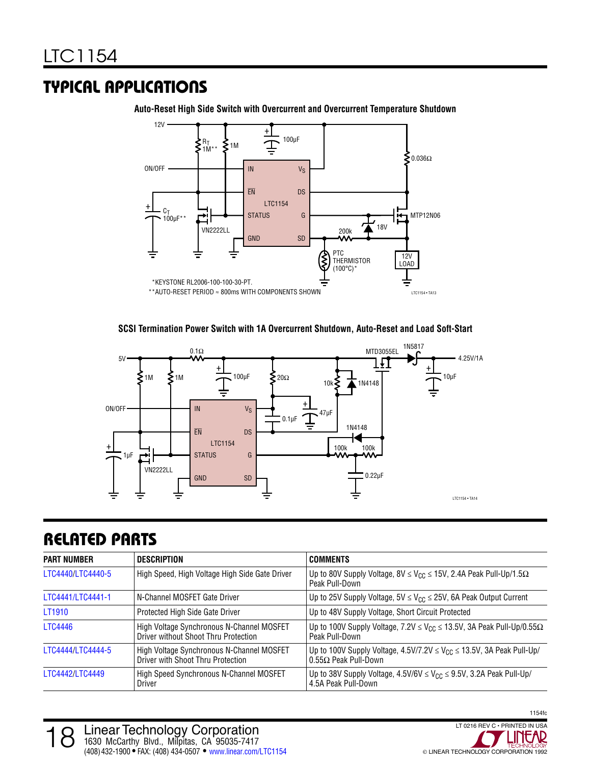## TYPICAL APPLICATIONS

**Auto-Reset High Side Switch with Overcurrent and Overcurrent Temperature Shutdown**

12V
$R_T$ 1M**
1M
100µF
0.036Ω
ON/OFF
IN
$V_S$
$\overline{EN}$
DS
LTC1154
$C_T$ 100µF**
STATUS
G
MTP12N06
VN2222LL
18V
GND
SD
200k
PTC THERMISTOR (100°C)*
12V LOAD

*KEYSTONE RL2006-100-100-30-PT.
**AUTO-RESET PERIOD ≈ 800ms WITH COMPONENTS SHOWN

LTC1154 • TA13

**SCSI Termination Power Switch with 1A Overcurrent Shutdown, Auto-Reset and Load Soft-Start**

5V
0.1Ω
MTD3055EL
1N5817
4.25V/1A
1M
1M
100µF
20Ω
10k
1N4148
10µF
ON/OFF
IN
$V_S$
47µF
0.1µF
$\overline{EN}$
DS
1N4148
LTC1154
1µF
STATUS
G
100k
100k
VN2222LL
0.22µF
GND
SD

LTC1154 • TA14

## RELATED PARTS

| PART NUMBER | DESCRIPTION | COMMENTS |
|---|---|---|
| LTC4440/LTC4440-5 | High Speed, High Voltage High Side Gate Driver | Up to 80V Supply Voltage, 8V ≤ $V_{CC}$ ≤ 15V, 2.4A Peak Pull-Up/1.5Ω Peak Pull-Down |
| LTC4441/LTC4441-1 | N-Channel MOSFET Gate Driver | Up to 25V Supply Voltage, 5V ≤ $V_{CC}$ ≤ 25V, 6A Peak Output Current |
| LT1910 | Protected High Side Gate Driver | Up to 48V Supply Voltage, Short Circuit Protected |
| LTC4446 | High Voltage Synchronous N-Channel MOSFET Driver without Shoot Thru Protection | Up to 100V Supply Voltage, 7.2V ≤ $V_{CC}$ ≤ 13.5V, 3A Peak Pull-Up/0.55Ω Peak Pull-Down |
| LTC4444/LTC4444-5 | High Voltage Synchronous N-Channel MOSFET Driver with Shoot Thru Protection | Up to 100V Supply Voltage, 4.5V/7.2V ≤ $V_{CC}$ ≤ 13.5V, 3A Peak Pull-Up/0.55Ω Peak Pull-Down |
| LTC4442/LTC4449 | High Speed Synchronous N-Channel MOSFET Driver | Up to 38V Supply Voltage, 4.5V/6V ≤ $V_{CC}$ ≤ 9.5V, 3.2A Peak Pull-Up/4.5A Peak Pull-Down |

Linear Technology Corporation
1630 McCarthy Blvd., Milpitas, CA 95035-7417
(408) 432-1900 • FAX: (408) 434-0507 • www.linear.com/LTC1154

LT 0216 REV C • PRINTED IN USA
© LINEAR TECHNOLOGY CORPORATION 1992